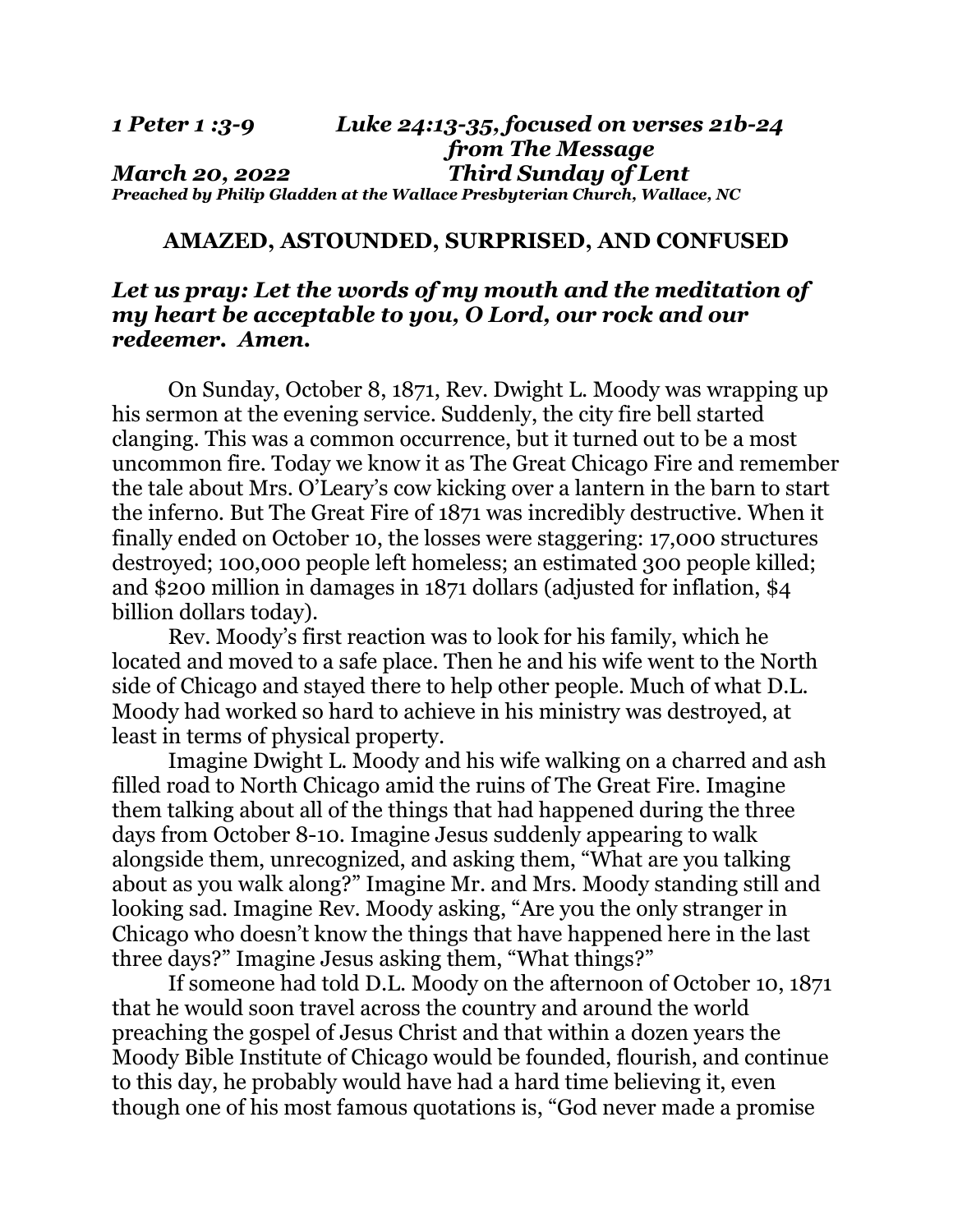*1 Peter 1 :3-9 Luke 24:13-35, focused on verses 21b-24*
*from The Message*
*March 20, 2022 Third Sunday of Lent*
***Preached by Philip Gladden at the Wallace Presbyterian Church, Wallace, NC***

## AMAZED, ASTOUNDED, SURPRISED, AND CONFUSED

***Let us pray: Let the words of my mouth and the meditation of my heart be acceptable to you, O Lord, our rock and our redeemer. Amen.***

On Sunday, October 8, 1871, Rev. Dwight L. Moody was wrapping up his sermon at the evening service. Suddenly, the city fire bell started clanging. This was a common occurrence, but it turned out to be a most uncommon fire. Today we know it as The Great Chicago Fire and remember the tale about Mrs. O'Leary's cow kicking over a lantern in the barn to start the inferno. But The Great Fire of 1871 was incredibly destructive. When it finally ended on October 10, the losses were staggering: 17,000 structures destroyed; 100,000 people left homeless; an estimated 300 people killed; and $200 million in damages in 1871 dollars (adjusted for inflation, $4 billion dollars today).

Rev. Moody's first reaction was to look for his family, which he located and moved to a safe place. Then he and his wife went to the North side of Chicago and stayed there to help other people. Much of what D.L. Moody had worked so hard to achieve in his ministry was destroyed, at least in terms of physical property.

Imagine Dwight L. Moody and his wife walking on a charred and ash filled road to North Chicago amid the ruins of The Great Fire. Imagine them talking about all of the things that had happened during the three days from October 8-10. Imagine Jesus suddenly appearing to walk alongside them, unrecognized, and asking them, "What are you talking about as you walk along?" Imagine Mr. and Mrs. Moody standing still and looking sad. Imagine Rev. Moody asking, "Are you the only stranger in Chicago who doesn't know the things that have happened here in the last three days?" Imagine Jesus asking them, "What things?"

If someone had told D.L. Moody on the afternoon of October 10, 1871 that he would soon travel across the country and around the world preaching the gospel of Jesus Christ and that within a dozen years the Moody Bible Institute of Chicago would be founded, flourish, and continue to this day, he probably would have had a hard time believing it, even though one of his most famous quotations is, "God never made a promise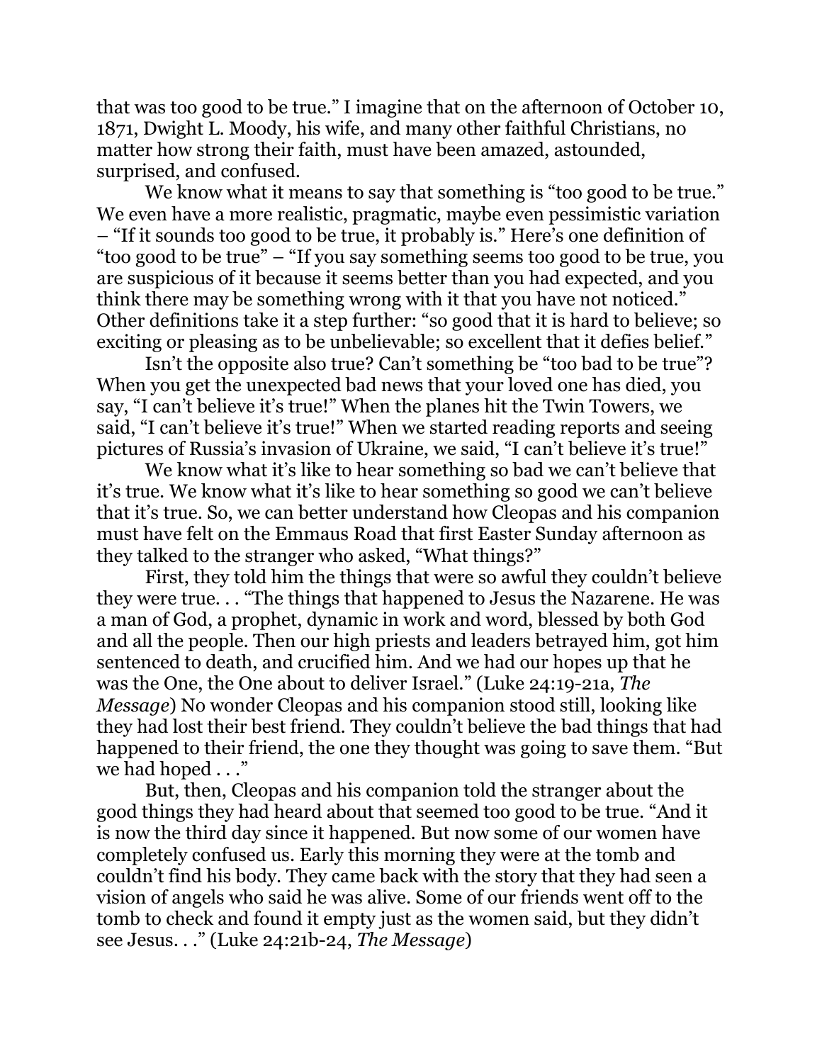that was too good to be true." I imagine that on the afternoon of October 10, 1871, Dwight L. Moody, his wife, and many other faithful Christians, no matter how strong their faith, must have been amazed, astounded, surprised, and confused.

We know what it means to say that something is "too good to be true." We even have a more realistic, pragmatic, maybe even pessimistic variation – "If it sounds too good to be true, it probably is." Here's one definition of "too good to be true" – "If you say something seems too good to be true, you are suspicious of it because it seems better than you had expected, and you think there may be something wrong with it that you have not noticed." Other definitions take it a step further: "so good that it is hard to believe; so exciting or pleasing as to be unbelievable; so excellent that it defies belief."

Isn't the opposite also true? Can't something be "too bad to be true"? When you get the unexpected bad news that your loved one has died, you say, "I can't believe it's true!" When the planes hit the Twin Towers, we said, "I can't believe it's true!" When we started reading reports and seeing pictures of Russia's invasion of Ukraine, we said, "I can't believe it's true!"

We know what it's like to hear something so bad we can't believe that it's true. We know what it's like to hear something so good we can't believe that it's true. So, we can better understand how Cleopas and his companion must have felt on the Emmaus Road that first Easter Sunday afternoon as they talked to the stranger who asked, "What things?"

First, they told him the things that were so awful they couldn't believe they were true. . . "The things that happened to Jesus the Nazarene. He was a man of God, a prophet, dynamic in work and word, blessed by both God and all the people. Then our high priests and leaders betrayed him, got him sentenced to death, and crucified him. And we had our hopes up that he was the One, the One about to deliver Israel." (Luke 24:19-21a, *The Message*) No wonder Cleopas and his companion stood still, looking like they had lost their best friend. They couldn't believe the bad things that had happened to their friend, the one they thought was going to save them. "But we had hoped . . ."

But, then, Cleopas and his companion told the stranger about the good things they had heard about that seemed too good to be true. "And it is now the third day since it happened. But now some of our women have completely confused us. Early this morning they were at the tomb and couldn't find his body. They came back with the story that they had seen a vision of angels who said he was alive. Some of our friends went off to the tomb to check and found it empty just as the women said, but they didn't see Jesus. . ." (Luke 24:21b-24, *The Message*)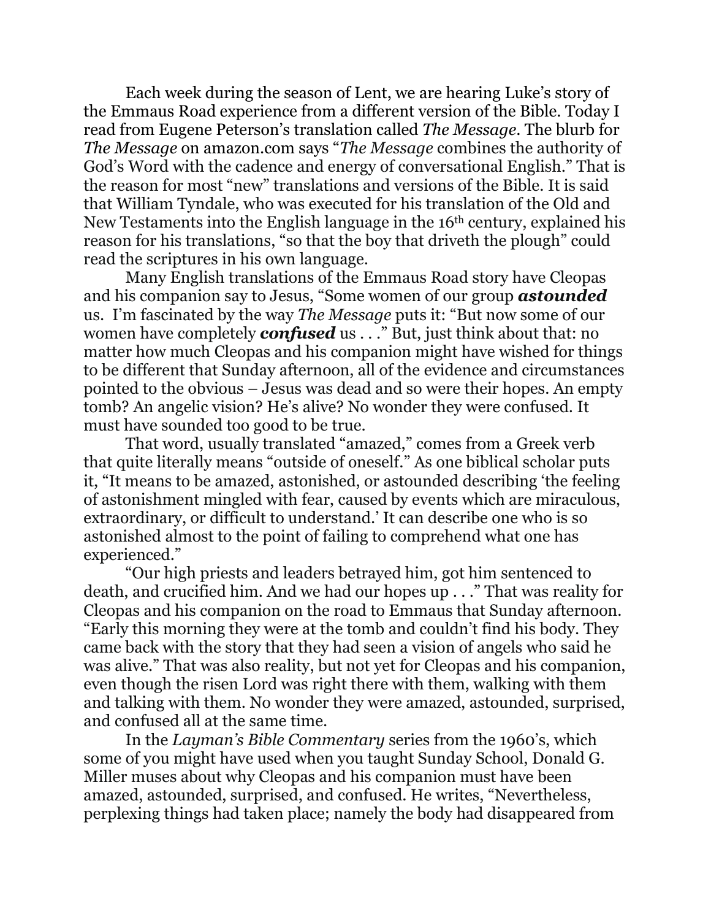Each week during the season of Lent, we are hearing Luke's story of the Emmaus Road experience from a different version of the Bible. Today I read from Eugene Peterson's translation called *The Message*. The blurb for *The Message* on amazon.com says "*The Message* combines the authority of God's Word with the cadence and energy of conversational English." That is the reason for most "new" translations and versions of the Bible. It is said that William Tyndale, who was executed for his translation of the Old and New Testaments into the English language in the 16th century, explained his reason for his translations, "so that the boy that driveth the plough" could read the scriptures in his own language.

Many English translations of the Emmaus Road story have Cleopas and his companion say to Jesus, "Some women of our group ***astounded*** us. I'm fascinated by the way *The Message* puts it: "But now some of our women have completely ***confused*** us . . ." But, just think about that: no matter how much Cleopas and his companion might have wished for things to be different that Sunday afternoon, all of the evidence and circumstances pointed to the obvious – Jesus was dead and so were their hopes. An empty tomb? An angelic vision? He's alive? No wonder they were confused. It must have sounded too good to be true.

That word, usually translated "amazed," comes from a Greek verb that quite literally means "outside of oneself." As one biblical scholar puts it, "It means to be amazed, astonished, or astounded describing 'the feeling of astonishment mingled with fear, caused by events which are miraculous, extraordinary, or difficult to understand.' It can describe one who is so astonished almost to the point of failing to comprehend what one has experienced."

"Our high priests and leaders betrayed him, got him sentenced to death, and crucified him. And we had our hopes up . . ." That was reality for Cleopas and his companion on the road to Emmaus that Sunday afternoon. "Early this morning they were at the tomb and couldn't find his body. They came back with the story that they had seen a vision of angels who said he was alive." That was also reality, but not yet for Cleopas and his companion, even though the risen Lord was right there with them, walking with them and talking with them. No wonder they were amazed, astounded, surprised, and confused all at the same time.

In the *Layman's Bible Commentary* series from the 1960's, which some of you might have used when you taught Sunday School, Donald G. Miller muses about why Cleopas and his companion must have been amazed, astounded, surprised, and confused. He writes, "Nevertheless, perplexing things had taken place; namely the body had disappeared from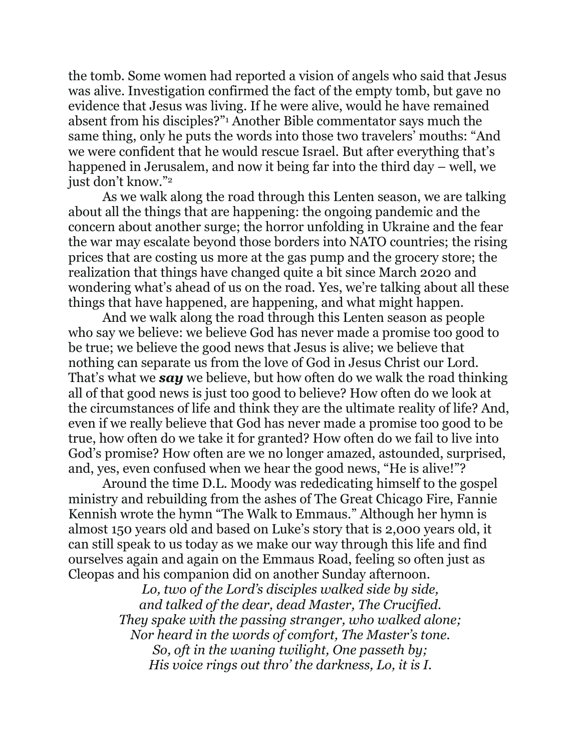the tomb. Some women had reported a vision of angels who said that Jesus was alive. Investigation confirmed the fact of the empty tomb, but gave no evidence that Jesus was living. If he were alive, would he have remained absent from his disciples?"[1] Another Bible commentator says much the same thing, only he puts the words into those two travelers' mouths: "And we were confident that he would rescue Israel. But after everything that's happened in Jerusalem, and now it being far into the third day – well, we just don't know."[2]

As we walk along the road through this Lenten season, we are talking about all the things that are happening: the ongoing pandemic and the concern about another surge; the horror unfolding in Ukraine and the fear the war may escalate beyond those borders into NATO countries; the rising prices that are costing us more at the gas pump and the grocery store; the realization that things have changed quite a bit since March 2020 and wondering what's ahead of us on the road. Yes, we're talking about all these things that have happened, are happening, and what might happen.

And we walk along the road through this Lenten season as people who say we believe: we believe God has never made a promise too good to be true; we believe the good news that Jesus is alive; we believe that nothing can separate us from the love of God in Jesus Christ our Lord. That's what we ***say*** we believe, but how often do we walk the road thinking all of that good news is just too good to believe? How often do we look at the circumstances of life and think they are the ultimate reality of life? And, even if we really believe that God has never made a promise too good to be true, how often do we take it for granted? How often do we fail to live into God's promise? How often are we no longer amazed, astounded, surprised, and, yes, even confused when we hear the good news, "He is alive!"?

Around the time D.L. Moody was rededicating himself to the gospel ministry and rebuilding from the ashes of The Great Chicago Fire, Fannie Kennish wrote the hymn "The Walk to Emmaus." Although her hymn is almost 150 years old and based on Luke's story that is 2,000 years old, it can still speak to us today as we make our way through this life and find ourselves again and again on the Emmaus Road, feeling so often just as Cleopas and his companion did on another Sunday afternoon.

*Lo, two of the Lord's disciples walked side by side,*
*and talked of the dear, dead Master, The Crucified.*
*They spake with the passing stranger, who walked alone;*
*Nor heard in the words of comfort, The Master's tone.*
*So, oft in the waning twilight, One passeth by;*
*His voice rings out thro' the darkness, Lo, it is I.*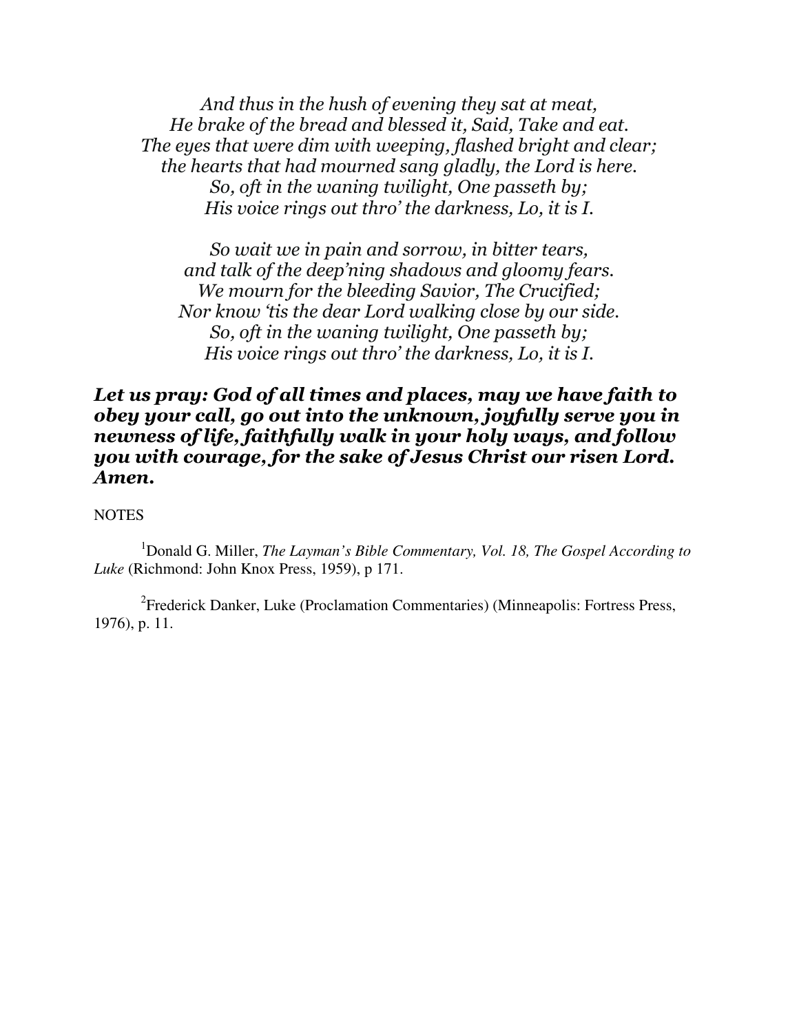*And thus in the hush of evening they sat at meat,*
*He brake of the bread and blessed it, Said, Take and eat.*
*The eyes that were dim with weeping, flashed bright and clear;*
*the hearts that had mourned sang gladly, the Lord is here.*
*So, oft in the waning twilight, One passeth by;*
*His voice rings out thro' the darkness, Lo, it is I.*

*So wait we in pain and sorrow, in bitter tears,*
*and talk of the deep'ning shadows and gloomy fears.*
*We mourn for the bleeding Savior, The Crucified;*
*Nor know 'tis the dear Lord walking close by our side.*
*So, oft in the waning twilight, One passeth by;*
*His voice rings out thro' the darkness, Lo, it is I.*

***Let us pray: God of all times and places, may we have faith to obey your call, go out into the unknown, joyfully serve you in newness of life, faithfully walk in your holy ways, and follow you with courage, for the sake of Jesus Christ our risen Lord. Amen.***

NOTES

[1]Donald G. Miller, *The Layman's Bible Commentary, Vol. 18, The Gospel According to Luke* (Richmond: John Knox Press, 1959), p 171.

[2]Frederick Danker, Luke (Proclamation Commentaries) (Minneapolis: Fortress Press, 1976), p. 11.